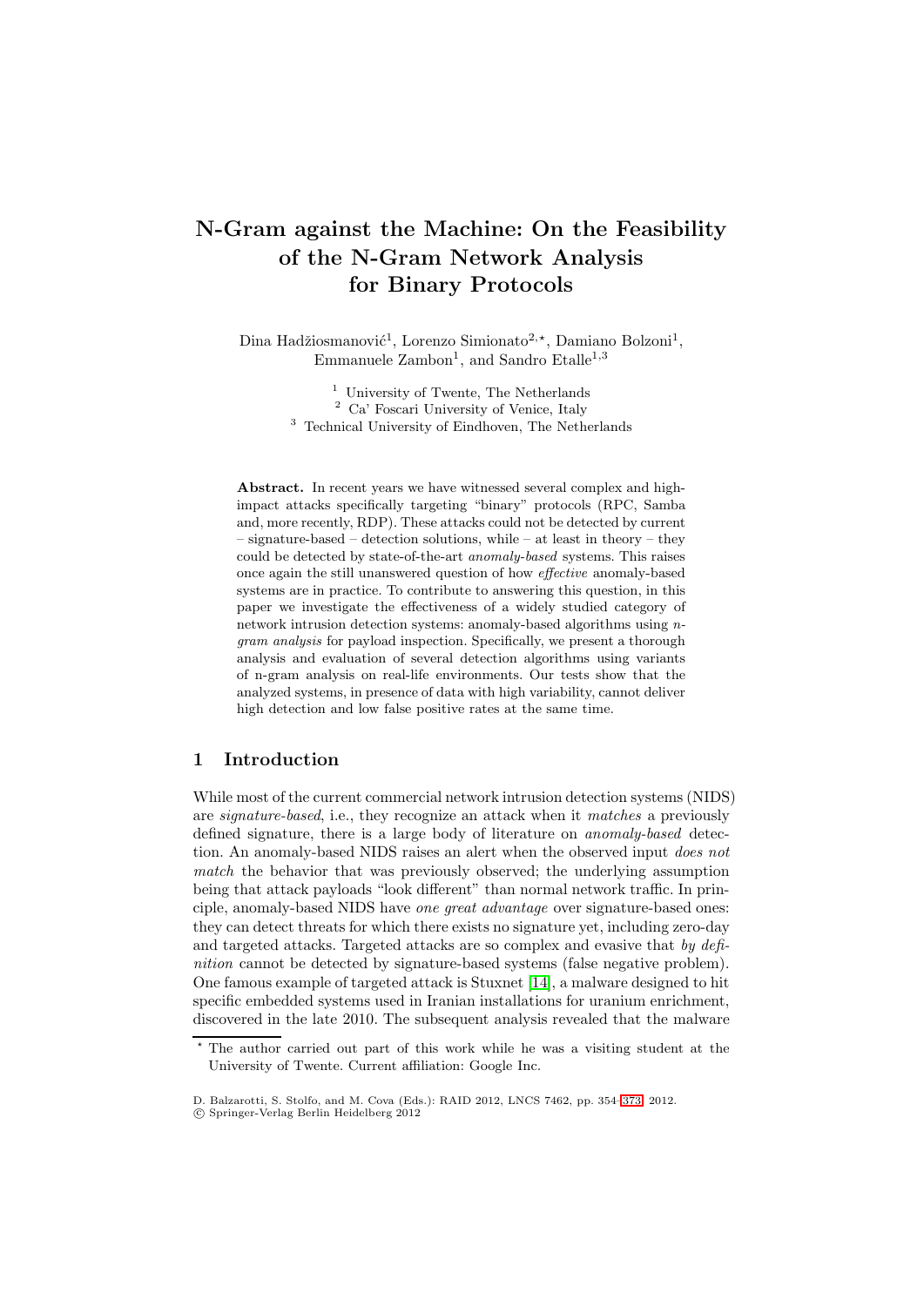# N-Gram against the Machine: On the Feasibility of the N-Gram Network Analysis for Binary Protocols

Dina Hadžiosmanović[1], Lorenzo Simionato[2,⋆], Damiano Bolzoni[1], Emmanuele Zambon[1], and Sandro Etalle[1,3]

[1] University of Twente, The Netherlands
[2] Ca' Foscari University of Venice, Italy
[3] Technical University of Eindhoven, The Netherlands

**Abstract.** In recent years we have witnessed several complex and high-impact attacks specifically targeting "binary" protocols (RPC, Samba and, more recently, RDP). These attacks could not be detected by current – signature-based – detection solutions, while – at least in theory – they could be detected by state-of-the-art *anomaly-based* systems. This raises once again the still unanswered question of how *effective* anomaly-based systems are in practice. To contribute to answering this question, in this paper we investigate the effectiveness of a widely studied category of network intrusion detection systems: anomaly-based algorithms using *n-gram analysis* for payload inspection. Specifically, we present a thorough analysis and evaluation of several detection algorithms using variants of n-gram analysis on real-life environments. Our tests show that the analyzed systems, in presence of data with high variability, cannot deliver high detection and low false positive rates at the same time.

## 1 Introduction

While most of the current commercial network intrusion detection systems (NIDS) are *signature-based*, i.e., they recognize an attack when it *matches* a previously defined signature, there is a large body of literature on *anomaly-based* detection. An anomaly-based NIDS raises an alert when the observed input *does not match* the behavior that was previously observed; the underlying assumption being that attack payloads "look different" than normal network traffic. In principle, anomaly-based NIDS have *one great advantage* over signature-based ones: they can detect threats for which there exists no signature yet, including zero-day and targeted attacks. Targeted attacks are so complex and evasive that *by definition* cannot be detected by signature-based systems (false negative problem). One famous example of targeted attack is Stuxnet [14], a malware designed to hit specific embedded systems used in Iranian installations for uranium enrichment, discovered in the late 2010. The subsequent analysis revealed that the malware

⋆ The author carried out part of this work while he was a visiting student at the University of Twente. Current affiliation: Google Inc.

D. Balzarotti, S. Stolfo, and M. Cova (Eds.): RAID 2012, LNCS 7462, pp. 354–373, 2012.
© Springer-Verlag Berlin Heidelberg 2012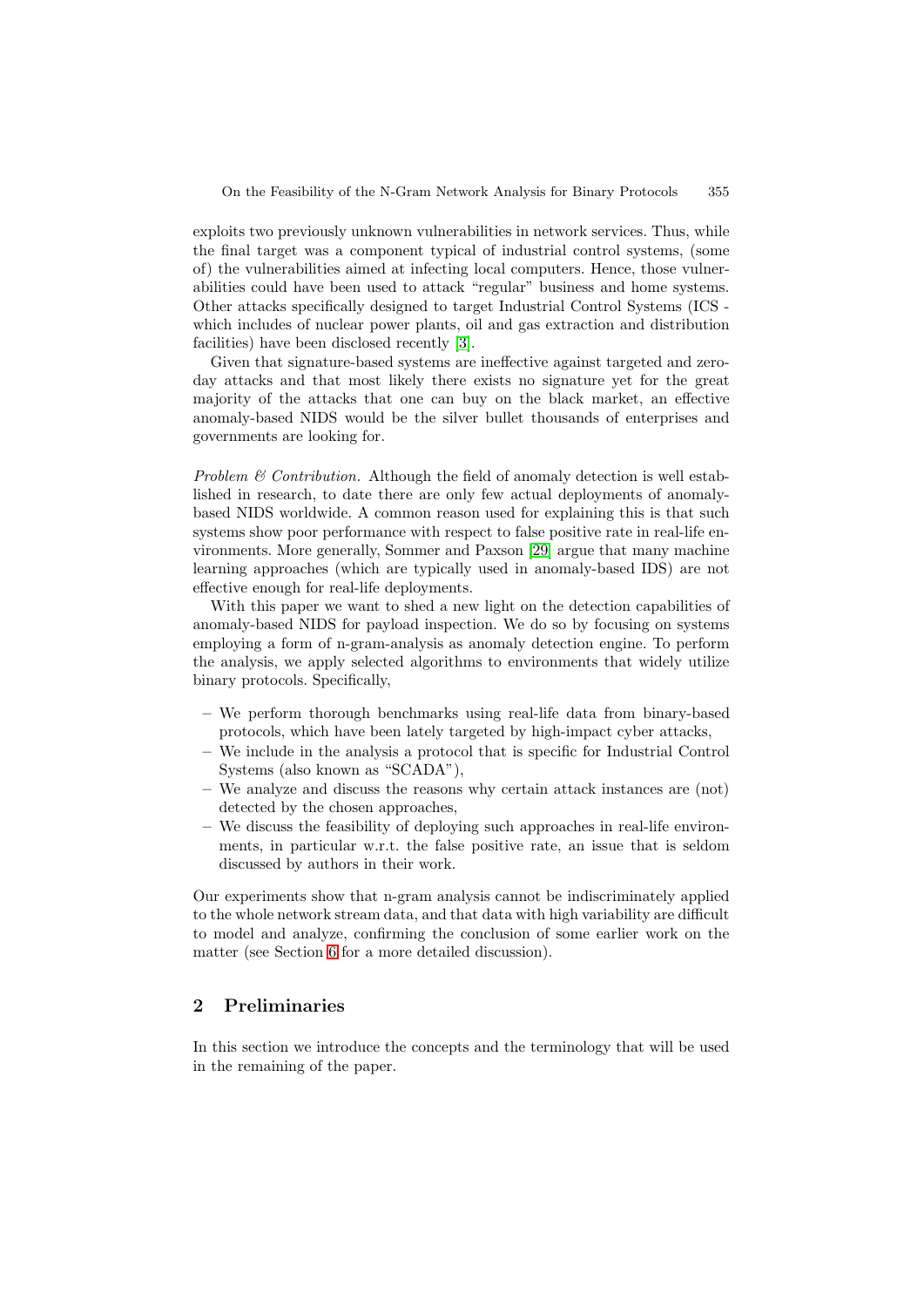exploits two previously unknown vulnerabilities in network services. Thus, while the final target was a component typical of industrial control systems, (some of) the vulnerabilities aimed at infecting local computers. Hence, those vulnerabilities could have been used to attack "regular" business and home systems. Other attacks specifically designed to target Industrial Control Systems (ICS - which includes of nuclear power plants, oil and gas extraction and distribution facilities) have been disclosed recently [3].

Given that signature-based systems are ineffective against targeted and zero-day attacks and that most likely there exists no signature yet for the great majority of the attacks that one can buy on the black market, an effective anomaly-based NIDS would be the silver bullet thousands of enterprises and governments are looking for.

*Problem & Contribution.* Although the field of anomaly detection is well established in research, to date there are only few actual deployments of anomaly-based NIDS worldwide. A common reason used for explaining this is that such systems show poor performance with respect to false positive rate in real-life environments. More generally, Sommer and Paxson [29] argue that many machine learning approaches (which are typically used in anomaly-based IDS) are not effective enough for real-life deployments.

With this paper we want to shed a new light on the detection capabilities of anomaly-based NIDS for payload inspection. We do so by focusing on systems employing a form of n-gram-analysis as anomaly detection engine. To perform the analysis, we apply selected algorithms to environments that widely utilize binary protocols. Specifically,

- We perform thorough benchmarks using real-life data from binary-based protocols, which have been lately targeted by high-impact cyber attacks,
- We include in the analysis a protocol that is specific for Industrial Control Systems (also known as "SCADA"),
- We analyze and discuss the reasons why certain attack instances are (not) detected by the chosen approaches,
- We discuss the feasibility of deploying such approaches in real-life environments, in particular w.r.t. the false positive rate, an issue that is seldom discussed by authors in their work.

Our experiments show that n-gram analysis cannot be indiscriminately applied to the whole network stream data, and that data with high variability are difficult to model and analyze, confirming the conclusion of some earlier work on the matter (see Section 6 for a more detailed discussion).

## 2 Preliminaries

In this section we introduce the concepts and the terminology that will be used in the remaining of the paper.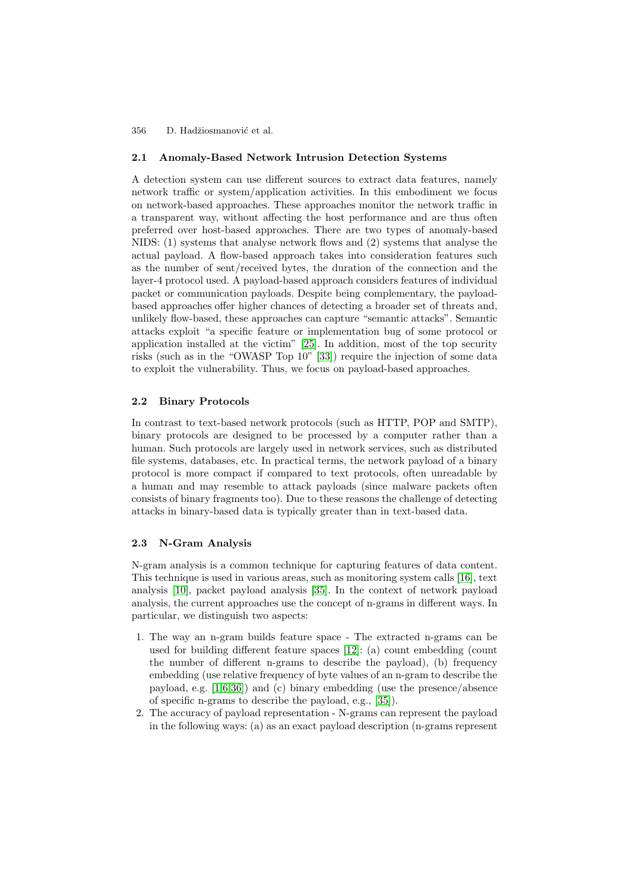### 2.1 Anomaly-Based Network Intrusion Detection Systems

A detection system can use different sources to extract data features, namely network traffic or system/application activities. In this embodiment we focus on network-based approaches. These approaches monitor the network traffic in a transparent way, without affecting the host performance and are thus often preferred over host-based approaches. There are two types of anomaly-based NIDS: (1) systems that analyse network flows and (2) systems that analyse the actual payload. A flow-based approach takes into consideration features such as the number of sent/received bytes, the duration of the connection and the layer-4 protocol used. A payload-based approach considers features of individual packet or communication payloads. Despite being complementary, the payload-based approaches offer higher chances of detecting a broader set of threats and, unlikely flow-based, these approaches can capture "semantic attacks". Semantic attacks exploit "a specific feature or implementation bug of some protocol or application installed at the victim" [25]. In addition, most of the top security risks (such as in the "OWASP Top 10" [33]) require the injection of some data to exploit the vulnerability. Thus, we focus on payload-based approaches.

### 2.2 Binary Protocols

In contrast to text-based network protocols (such as HTTP, POP and SMTP), binary protocols are designed to be processed by a computer rather than a human. Such protocols are largely used in network services, such as distributed file systems, databases, etc. In practical terms, the network payload of a binary protocol is more compact if compared to text protocols, often unreadable by a human and may resemble to attack payloads (since malware packets often consists of binary fragments too). Due to these reasons the challenge of detecting attacks in binary-based data is typically greater than in text-based data.

### 2.3 N-Gram Analysis

N-gram analysis is a common technique for capturing features of data content. This technique is used in various areas, such as monitoring system calls [16], text analysis [10], packet payload analysis [35]. In the context of network payload analysis, the current approaches use the concept of n-grams in different ways. In particular, we distinguish two aspects:

1. The way an n-gram builds feature space - The extracted n-grams can be used for building different feature spaces [12]: (a) count embedding (count the number of different n-grams to describe the payload), (b) frequency embedding (use relative frequency of byte values of an n-gram to describe the payload, e.g. [1,6,36]) and (c) binary embedding (use the presence/absence of specific n-grams to describe the payload, e.g., [35]).
2. The accuracy of payload representation - N-grams can represent the payload in the following ways: (a) as an exact payload description (n-grams represent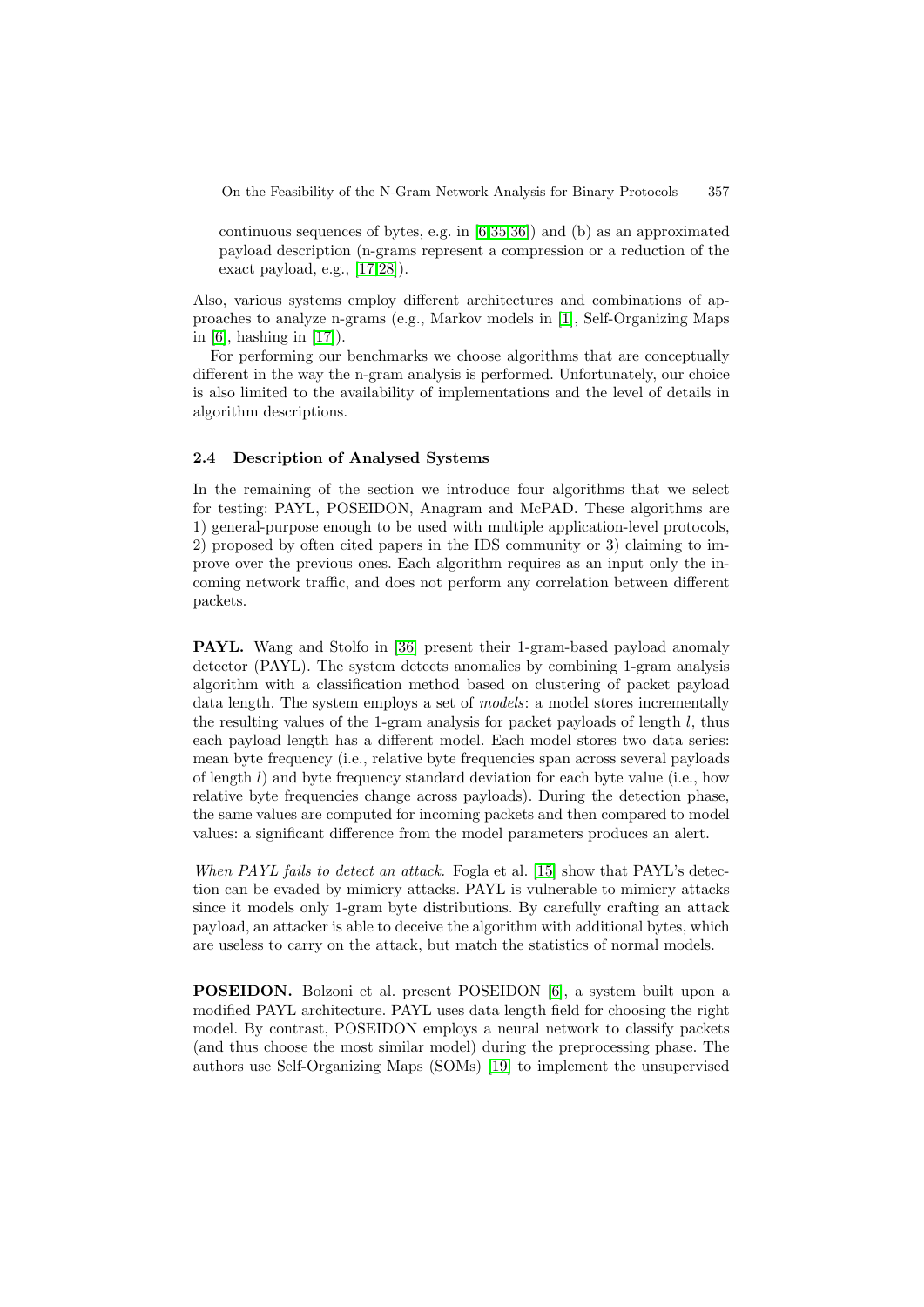continuous sequences of bytes, e.g. in [6,35,36]) and (b) as an approximated payload description (n-grams represent a compression or a reduction of the exact payload, e.g., [17,28]).

Also, various systems employ different architectures and combinations of approaches to analyze n-grams (e.g., Markov models in [1], Self-Organizing Maps in [6], hashing in [17]).

For performing our benchmarks we choose algorithms that are conceptually different in the way the n-gram analysis is performed. Unfortunately, our choice is also limited to the availability of implementations and the level of details in algorithm descriptions.

### 2.4 Description of Analysed Systems

In the remaining of the section we introduce four algorithms that we select for testing: PAYL, POSEIDON, Anagram and McPAD. These algorithms are 1) general-purpose enough to be used with multiple application-level protocols, 2) proposed by often cited papers in the IDS community or 3) claiming to improve over the previous ones. Each algorithm requires as an input only the incoming network traffic, and does not perform any correlation between different packets.

**PAYL.** Wang and Stolfo in [36] present their 1-gram-based payload anomaly detector (PAYL). The system detects anomalies by combining 1-gram analysis algorithm with a classification method based on clustering of packet payload data length. The system employs a set of *models*: a model stores incrementally the resulting values of the 1-gram analysis for packet payloads of length $l$, thus each payload length has a different model. Each model stores two data series: mean byte frequency (i.e., relative byte frequencies span across several payloads of length $l$) and byte frequency standard deviation for each byte value (i.e., how relative byte frequencies change across payloads). During the detection phase, the same values are computed for incoming packets and then compared to model values: a significant difference from the model parameters produces an alert.

*When PAYL fails to detect an attack.* Fogla et al. [15] show that PAYL's detection can be evaded by mimicry attacks. PAYL is vulnerable to mimicry attacks since it models only 1-gram byte distributions. By carefully crafting an attack payload, an attacker is able to deceive the algorithm with additional bytes, which are useless to carry on the attack, but match the statistics of normal models.

**POSEIDON.** Bolzoni et al. present POSEIDON [6], a system built upon a modified PAYL architecture. PAYL uses data length field for choosing the right model. By contrast, POSEIDON employs a neural network to classify packets (and thus choose the most similar model) during the preprocessing phase. The authors use Self-Organizing Maps (SOMs) [19] to implement the unsupervised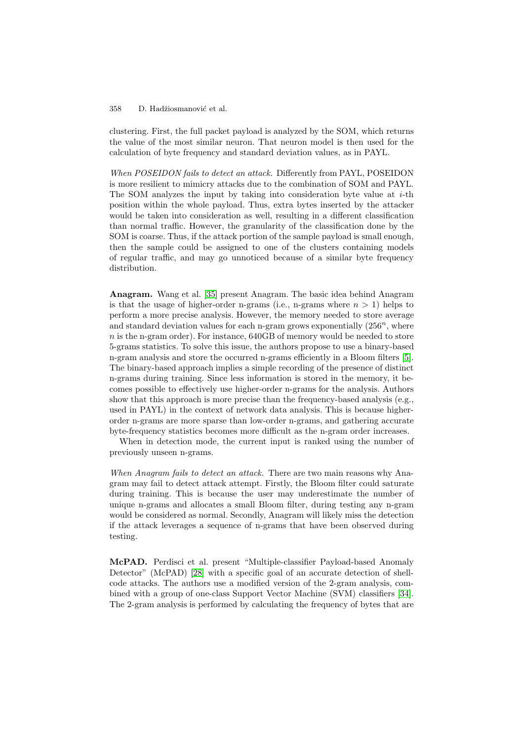clustering. First, the full packet payload is analyzed by the SOM, which returns the value of the most similar neuron. That neuron model is then used for the calculation of byte frequency and standard deviation values, as in PAYL.

*When POSEIDON fails to detect an attack.* Differently from PAYL, POSEIDON is more resilient to mimicry attacks due to the combination of SOM and PAYL. The SOM analyzes the input by taking into consideration byte value at $i$-th position within the whole payload. Thus, extra bytes inserted by the attacker would be taken into consideration as well, resulting in a different classification than normal traffic. However, the granularity of the classification done by the SOM is coarse. Thus, if the attack portion of the sample payload is small enough, then the sample could be assigned to one of the clusters containing models of regular traffic, and may go unnoticed because of a similar byte frequency distribution.

**Anagram.** Wang et al. [35] present Anagram. The basic idea behind Anagram is that the usage of higher-order n-grams (i.e., n-grams where $n > 1$) helps to perform a more precise analysis. However, the memory needed to store average and standard deviation values for each n-gram grows exponentially ($256^n$, where $n$ is the n-gram order). For instance, 640GB of memory would be needed to store 5-grams statistics. To solve this issue, the authors propose to use a binary-based n-gram analysis and store the occurred n-grams efficiently in a Bloom filters [5]. The binary-based approach implies a simple recording of the presence of distinct n-grams during training. Since less information is stored in the memory, it becomes possible to effectively use higher-order n-grams for the analysis. Authors show that this approach is more precise than the frequency-based analysis (e.g., used in PAYL) in the context of network data analysis. This is because higher-order n-grams are more sparse than low-order n-grams, and gathering accurate byte-frequency statistics becomes more difficult as the n-gram order increases.

When in detection mode, the current input is ranked using the number of previously unseen n-grams.

*When Anagram fails to detect an attack.* There are two main reasons why Anagram may fail to detect attack attempt. Firstly, the Bloom filter could saturate during training. This is because the user may underestimate the number of unique n-grams and allocates a small Bloom filter, during testing any n-gram would be considered as normal. Secondly, Anagram will likely miss the detection if the attack leverages a sequence of n-grams that have been observed during testing.

**McPAD.** Perdisci et al. present "Multiple-classifier Payload-based Anomaly Detector" (McPAD) [28] with a specific goal of an accurate detection of shellcode attacks. The authors use a modified version of the 2-gram analysis, combined with a group of one-class Support Vector Machine (SVM) classifiers [34]. The 2-gram analysis is performed by calculating the frequency of bytes that are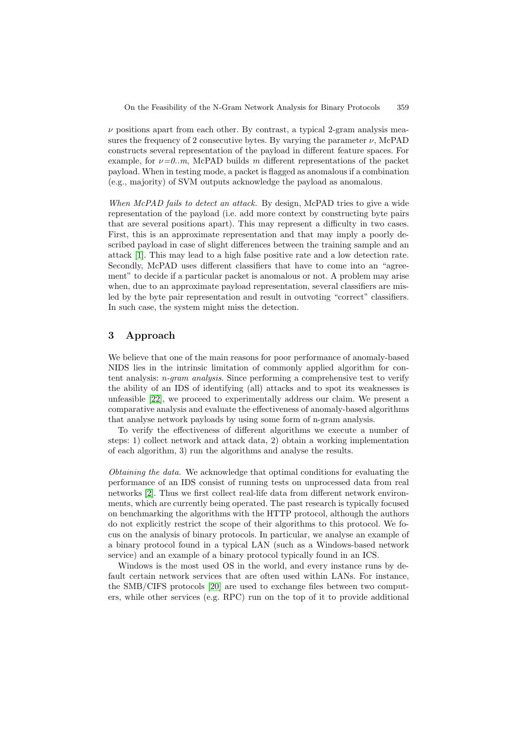$\nu$ positions apart from each other. By contrast, a typical 2-gram analysis measures the frequency of 2 consecutive bytes. By varying the parameter $\nu$, McPAD constructs several representation of the payload in different feature spaces. For example, for $\nu$=*0..m*, McPAD builds $m$ different representations of the packet payload. When in testing mode, a packet is flagged as anomalous if a combination (e.g., majority) of SVM outputs acknowledge the payload as anomalous.

*When McPAD fails to detect an attack.* By design, McPAD tries to give a wide representation of the payload (i.e. add more context by constructing byte pairs that are several positions apart). This may represent a difficulty in two cases. First, this is an approximate representation and that may imply a poorly described payload in case of slight differences between the training sample and an attack [1]. This may lead to a high false positive rate and a low detection rate. Secondly, McPAD uses different classifiers that have to come into an "agreement" to decide if a particular packet is anomalous or not. A problem may arise when, due to an approximate payload representation, several classifiers are misled by the byte pair representation and result in outvoting "correct" classifiers. In such case, the system might miss the detection.

## 3 Approach

We believe that one of the main reasons for poor performance of anomaly-based NIDS lies in the intrinsic limitation of commonly applied algorithm for content analysis: *n-gram analysis*. Since performing a comprehensive test to verify the ability of an IDS of identifying (all) attacks and to spot its weaknesses is unfeasible [22], we proceed to experimentally address our claim. We present a comparative analysis and evaluate the effectiveness of anomaly-based algorithms that analyse network payloads by using some form of n-gram analysis.

To verify the effectiveness of different algorithms we execute a number of steps: 1) collect network and attack data, 2) obtain a working implementation of each algorithm, 3) run the algorithms and analyse the results.

*Obtaining the data.* We acknowledge that optimal conditions for evaluating the performance of an IDS consist of running tests on unprocessed data from real networks [2]. Thus we first collect real-life data from different network environments, which are currently being operated. The past research is typically focused on benchmarking the algorithms with the HTTP protocol, although the authors do not explicitly restrict the scope of their algorithms to this protocol. We focus on the analysis of binary protocols. In particular, we analyse an example of a binary protocol found in a typical LAN (such as a Windows-based network service) and an example of a binary protocol typically found in an ICS.

Windows is the most used OS in the world, and every instance runs by default certain network services that are often used within LANs. For instance, the SMB/CIFS protocols [20] are used to exchange files between two computers, while other services (e.g. RPC) run on the top of it to provide additional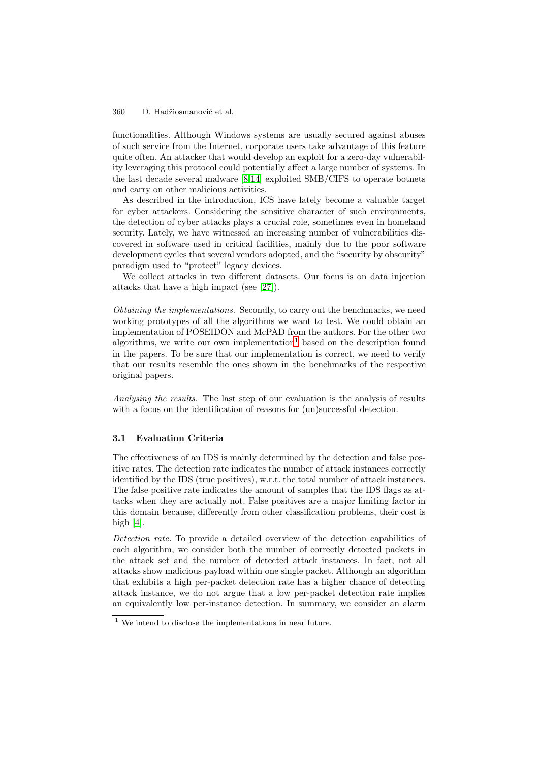functionalities. Although Windows systems are usually secured against abuses of such service from the Internet, corporate users take advantage of this feature quite often. An attacker that would develop an exploit for a zero-day vulnerability leveraging this protocol could potentially affect a large number of systems. In the last decade several malware [8,14] exploited SMB/CIFS to operate botnets and carry on other malicious activities.

As described in the introduction, ICS have lately become a valuable target for cyber attackers. Considering the sensitive character of such environments, the detection of cyber attacks plays a crucial role, sometimes even in homeland security. Lately, we have witnessed an increasing number of vulnerabilities discovered in software used in critical facilities, mainly due to the poor software development cycles that several vendors adopted, and the "security by obscurity" paradigm used to "protect" legacy devices.

We collect attacks in two different datasets. Our focus is on data injection attacks that have a high impact (see [27]).

*Obtaining the implementations.* Secondly, to carry out the benchmarks, we need working prototypes of all the algorithms we want to test. We could obtain an implementation of POSEIDON and McPAD from the authors. For the other two algorithms, we write our own implementation[1] based on the description found in the papers. To be sure that our implementation is correct, we need to verify that our results resemble the ones shown in the benchmarks of the respective original papers.

*Analysing the results.* The last step of our evaluation is the analysis of results with a focus on the identification of reasons for (un)successful detection.

### 3.1 Evaluation Criteria

The effectiveness of an IDS is mainly determined by the detection and false positive rates. The detection rate indicates the number of attack instances correctly identified by the IDS (true positives), w.r.t. the total number of attack instances. The false positive rate indicates the amount of samples that the IDS flags as attacks when they are actually not. False positives are a major limiting factor in this domain because, differently from other classification problems, their cost is high [4].

*Detection rate.* To provide a detailed overview of the detection capabilities of each algorithm, we consider both the number of correctly detected packets in the attack set and the number of detected attack instances. In fact, not all attacks show malicious payload within one single packet. Although an algorithm that exhibits a high per-packet detection rate has a higher chance of detecting attack instance, we do not argue that a low per-packet detection rate implies an equivalently low per-instance detection. In summary, we consider an alarm

[1] We intend to disclose the implementations in near future.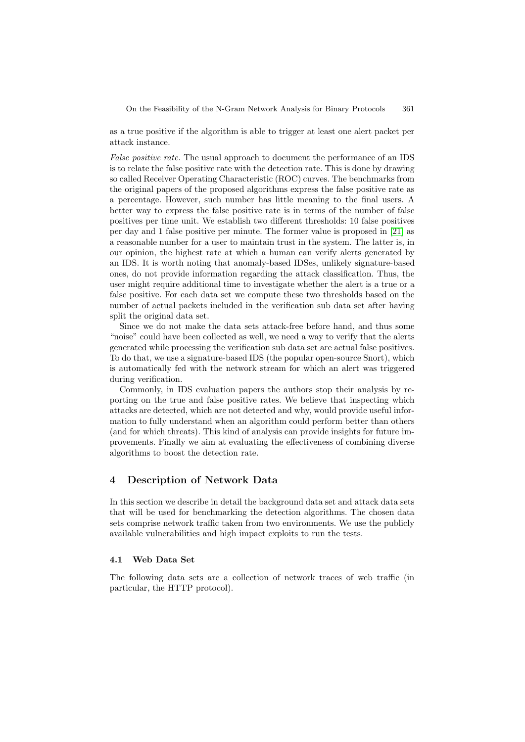as a true positive if the algorithm is able to trigger at least one alert packet per attack instance.

*False positive rate.* The usual approach to document the performance of an IDS is to relate the false positive rate with the detection rate. This is done by drawing so called Receiver Operating Characteristic (ROC) curves. The benchmarks from the original papers of the proposed algorithms express the false positive rate as a percentage. However, such number has little meaning to the final users. A better way to express the false positive rate is in terms of the number of false positives per time unit. We establish two different thresholds: 10 false positives per day and 1 false positive per minute. The former value is proposed in [21] as a reasonable number for a user to maintain trust in the system. The latter is, in our opinion, the highest rate at which a human can verify alerts generated by an IDS. It is worth noting that anomaly-based IDSes, unlikely signature-based ones, do not provide information regarding the attack classification. Thus, the user might require additional time to investigate whether the alert is a true or a false positive. For each data set we compute these two thresholds based on the number of actual packets included in the verification sub data set after having split the original data set.

Since we do not make the data sets attack-free before hand, and thus some "noise" could have been collected as well, we need a way to verify that the alerts generated while processing the verification sub data set are actual false positives. To do that, we use a signature-based IDS (the popular open-source Snort), which is automatically fed with the network stream for which an alert was triggered during verification.

Commonly, in IDS evaluation papers the authors stop their analysis by reporting on the true and false positive rates. We believe that inspecting which attacks are detected, which are not detected and why, would provide useful information to fully understand when an algorithm could perform better than others (and for which threats). This kind of analysis can provide insights for future improvements. Finally we aim at evaluating the effectiveness of combining diverse algorithms to boost the detection rate.

## 4 Description of Network Data

In this section we describe in detail the background data set and attack data sets that will be used for benchmarking the detection algorithms. The chosen data sets comprise network traffic taken from two environments. We use the publicly available vulnerabilities and high impact exploits to run the tests.

### 4.1 Web Data Set

The following data sets are a collection of network traces of web traffic (in particular, the HTTP protocol).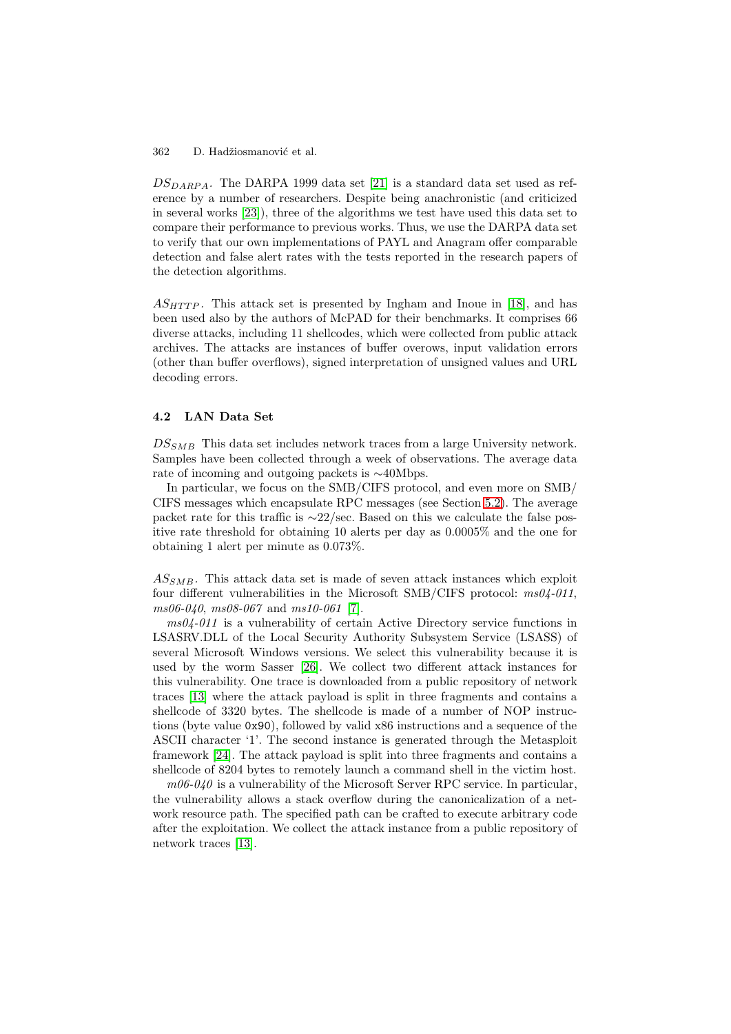$DS_{DARPA}$. The DARPA 1999 data set [21] is a standard data set used as reference by a number of researchers. Despite being anachronistic (and criticized in several works [23]), three of the algorithms we test have used this data set to compare their performance to previous works. Thus, we use the DARPA data set to verify that our own implementations of PAYL and Anagram offer comparable detection and false alert rates with the tests reported in the research papers of the detection algorithms.

$AS_{HTTP}$. This attack set is presented by Ingham and Inoue in [18], and has been used also by the authors of McPAD for their benchmarks. It comprises 66 diverse attacks, including 11 shellcodes, which were collected from public attack archives. The attacks are instances of buffer overows, input validation errors (other than buffer overflows), signed interpretation of unsigned values and URL decoding errors.

### 4.2 LAN Data Set

$DS_{SMB}$ This data set includes network traces from a large University network. Samples have been collected through a week of observations. The average data rate of incoming and outgoing packets is ∼40Mbps.

In particular, we focus on the SMB/CIFS protocol, and even more on SMB/ CIFS messages which encapsulate RPC messages (see Section 5.2). The average packet rate for this traffic is ∼22/sec. Based on this we calculate the false positive rate threshold for obtaining 10 alerts per day as 0.0005% and the one for obtaining 1 alert per minute as 0.073%.

$AS_{SMB}$. This attack data set is made of seven attack instances which exploit four different vulnerabilities in the Microsoft SMB/CIFS protocol: *ms04-011*, *ms06-040*, *ms08-067* and *ms10-061* [7].

*ms04-011* is a vulnerability of certain Active Directory service functions in LSASRV.DLL of the Local Security Authority Subsystem Service (LSASS) of several Microsoft Windows versions. We select this vulnerability because it is used by the worm Sasser [26]. We collect two different attack instances for this vulnerability. One trace is downloaded from a public repository of network traces [13] where the attack payload is split in three fragments and contains a shellcode of 3320 bytes. The shellcode is made of a number of NOP instructions (byte value `0x90`), followed by valid x86 instructions and a sequence of the ASCII character '1'. The second instance is generated through the Metasploit framework [24]. The attack payload is split into three fragments and contains a shellcode of 8204 bytes to remotely launch a command shell in the victim host.

*m06-040* is a vulnerability of the Microsoft Server RPC service. In particular, the vulnerability allows a stack overflow during the canonicalization of a network resource path. The specified path can be crafted to execute arbitrary code after the exploitation. We collect the attack instance from a public repository of network traces [13].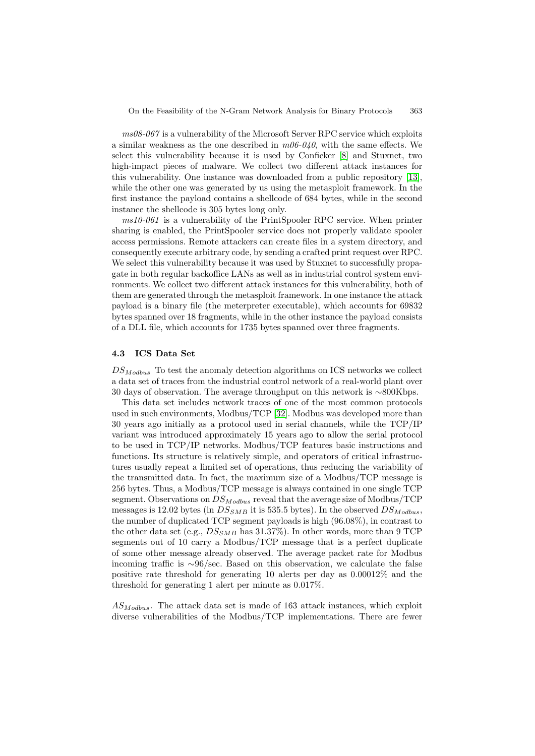*ms08-067* is a vulnerability of the Microsoft Server RPC service which exploits a similar weakness as the one described in *m06-040*, with the same effects. We select this vulnerability because it is used by Conficker [8] and Stuxnet, two high-impact pieces of malware. We collect two different attack instances for this vulnerability. One instance was downloaded from a public repository [13], while the other one was generated by us using the metasploit framework. In the first instance the payload contains a shellcode of 684 bytes, while in the second instance the shellcode is 305 bytes long only.

*ms10-061* is a vulnerability of the PrintSpooler RPC service. When printer sharing is enabled, the PrintSpooler service does not properly validate spooler access permissions. Remote attackers can create files in a system directory, and consequently execute arbitrary code, by sending a crafted print request over RPC. We select this vulnerability because it was used by Stuxnet to successfully propagate in both regular backoffice LANs as well as in industrial control system environments. We collect two different attack instances for this vulnerability, both of them are generated through the metasploit framework. In one instance the attack payload is a binary file (the meterpreter executable), which accounts for 69832 bytes spanned over 18 fragments, while in the other instance the payload consists of a DLL file, which accounts for 1735 bytes spanned over three fragments.

### 4.3 ICS Data Set

$DS_{Modbus}$ To test the anomaly detection algorithms on ICS networks we collect a data set of traces from the industrial control network of a real-world plant over 30 days of observation. The average throughput on this network is ∼800Kbps.

This data set includes network traces of one of the most common protocols used in such environments, Modbus/TCP [32]. Modbus was developed more than 30 years ago initially as a protocol used in serial channels, while the TCP/IP variant was introduced approximately 15 years ago to allow the serial protocol to be used in TCP/IP networks. Modbus/TCP features basic instructions and functions. Its structure is relatively simple, and operators of critical infrastructures usually repeat a limited set of operations, thus reducing the variability of the transmitted data. In fact, the maximum size of a Modbus/TCP message is 256 bytes. Thus, a Modbus/TCP message is always contained in one single TCP segment. Observations on $DS_{Modbus}$ reveal that the average size of Modbus/TCP messages is 12.02 bytes (in $DS_{SMB}$ it is 535.5 bytes). In the observed $DS_{Modbus}$, the number of duplicated TCP segment payloads is high (96.08%), in contrast to the other data set (e.g., $DS_{SMB}$ has 31.37%). In other words, more than 9 TCP segments out of 10 carry a Modbus/TCP message that is a perfect duplicate of some other message already observed. The average packet rate for Modbus incoming traffic is ∼96/sec. Based on this observation, we calculate the false positive rate threshold for generating 10 alerts per day as 0.00012% and the threshold for generating 1 alert per minute as 0.017%.

$AS_{Modbus}$. The attack data set is made of 163 attack instances, which exploit diverse vulnerabilities of the Modbus/TCP implementations. There are fewer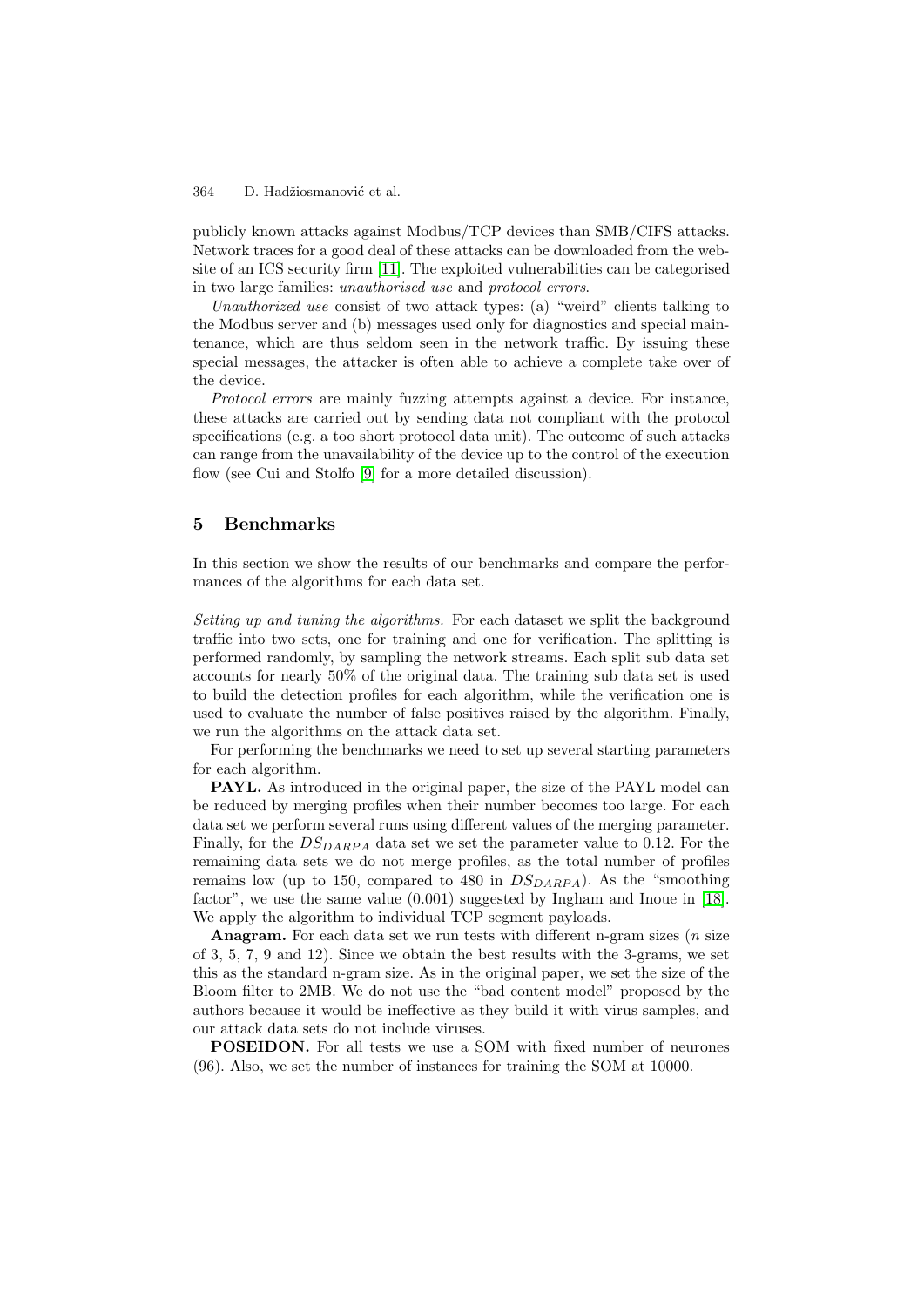publicly known attacks against Modbus/TCP devices than SMB/CIFS attacks. Network traces for a good deal of these attacks can be downloaded from the website of an ICS security firm [11]. The exploited vulnerabilities can be categorised in two large families: *unauthorised use* and *protocol errors*.

*Unauthorized use* consist of two attack types: (a) "weird" clients talking to the Modbus server and (b) messages used only for diagnostics and special maintenance, which are thus seldom seen in the network traffic. By issuing these special messages, the attacker is often able to achieve a complete take over of the device.

*Protocol errors* are mainly fuzzing attempts against a device. For instance, these attacks are carried out by sending data not compliant with the protocol specifications (e.g. a too short protocol data unit). The outcome of such attacks can range from the unavailability of the device up to the control of the execution flow (see Cui and Stolfo [9] for a more detailed discussion).

## 5 Benchmarks

In this section we show the results of our benchmarks and compare the performances of the algorithms for each data set.

*Setting up and tuning the algorithms.* For each dataset we split the background traffic into two sets, one for training and one for verification. The splitting is performed randomly, by sampling the network streams. Each split sub data set accounts for nearly 50% of the original data. The training sub data set is used to build the detection profiles for each algorithm, while the verification one is used to evaluate the number of false positives raised by the algorithm. Finally, we run the algorithms on the attack data set.

For performing the benchmarks we need to set up several starting parameters for each algorithm.

**PAYL.** As introduced in the original paper, the size of the PAYL model can be reduced by merging profiles when their number becomes too large. For each data set we perform several runs using different values of the merging parameter. Finally, for the $DS_{DARPA}$ data set we set the parameter value to 0.12. For the remaining data sets we do not merge profiles, as the total number of profiles remains low (up to 150, compared to 480 in $DS_{DARPA}$). As the "smoothing factor", we use the same value (0.001) suggested by Ingham and Inoue in [18]. We apply the algorithm to individual TCP segment payloads.

**Anagram.** For each data set we run tests with different n-gram sizes ($n$ size of 3, 5, 7, 9 and 12). Since we obtain the best results with the 3-grams, we set this as the standard n-gram size. As in the original paper, we set the size of the Bloom filter to 2MB. We do not use the "bad content model" proposed by the authors because it would be ineffective as they build it with virus samples, and our attack data sets do not include viruses.

**POSEIDON.** For all tests we use a SOM with fixed number of neurones (96). Also, we set the number of instances for training the SOM at 10000.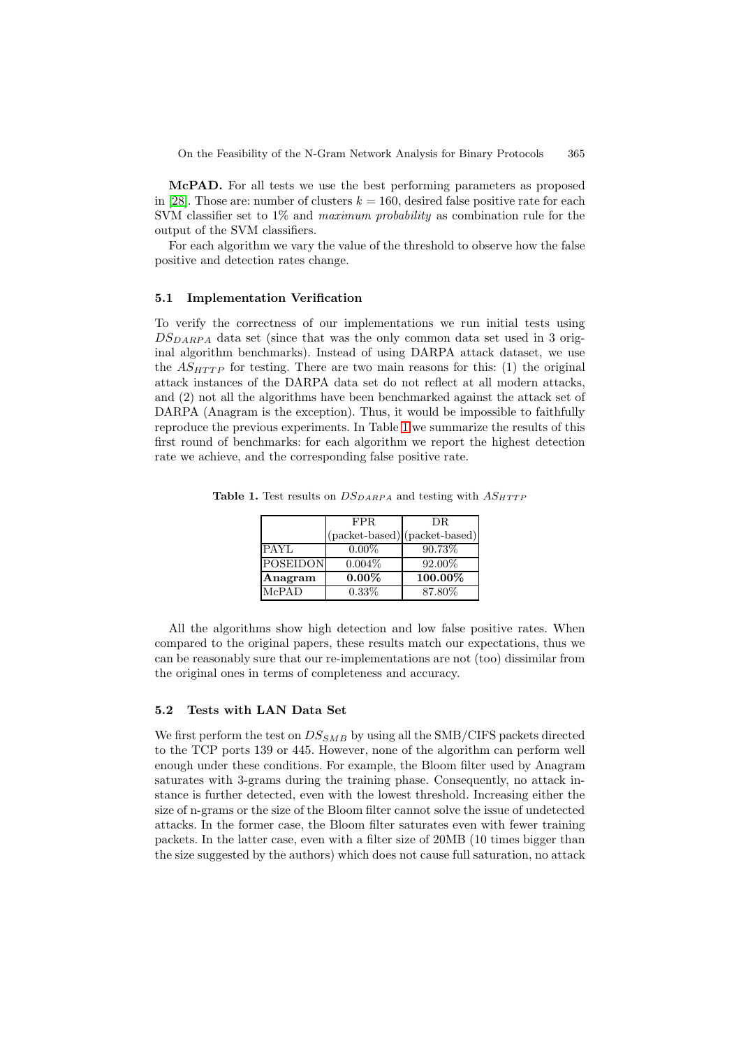**McPAD.** For all tests we use the best performing parameters as proposed in [28]. Those are: number of clusters $k = 160$, desired false positive rate for each SVM classifier set to 1% and *maximum probability* as combination rule for the output of the SVM classifiers.

For each algorithm we vary the value of the threshold to observe how the false positive and detection rates change.

### 5.1 Implementation Verification

To verify the correctness of our implementations we run initial tests using $DS_{DARPA}$ data set (since that was the only common data set used in 3 original algorithm benchmarks). Instead of using DARPA attack dataset, we use the $AS_{HTTP}$ for testing. There are two main reasons for this: (1) the original attack instances of the DARPA data set do not reflect at all modern attacks, and (2) not all the algorithms have been benchmarked against the attack set of DARPA (Anagram is the exception). Thus, it would be impossible to faithfully reproduce the previous experiments. In Table 1 we summarize the results of this first round of benchmarks: for each algorithm we report the highest detection rate we achieve, and the corresponding false positive rate.

**Table 1.** Test results on $DS_{DARPA}$ and testing with $AS_{HTTP}$

| | FPR (packet-based) | DR (packet-based) |
|---|---|---|
| PAYL | 0.00% | 90.73% |
| POSEIDON | 0.004% | 92.00% |
| **Anagram** | **0.00%** | **100.00%** |
| McPAD | 0.33% | 87.80% |

All the algorithms show high detection and low false positive rates. When compared to the original papers, these results match our expectations, thus we can be reasonably sure that our re-implementations are not (too) dissimilar from the original ones in terms of completeness and accuracy.

### 5.2 Tests with LAN Data Set

We first perform the test on $DS_{SMB}$ by using all the SMB/CIFS packets directed to the TCP ports 139 or 445. However, none of the algorithm can perform well enough under these conditions. For example, the Bloom filter used by Anagram saturates with 3-grams during the training phase. Consequently, no attack instance is further detected, even with the lowest threshold. Increasing either the size of n-grams or the size of the Bloom filter cannot solve the issue of undetected attacks. In the former case, the Bloom filter saturates even with fewer training packets. In the latter case, even with a filter size of 20MB (10 times bigger than the size suggested by the authors) which does not cause full saturation, no attack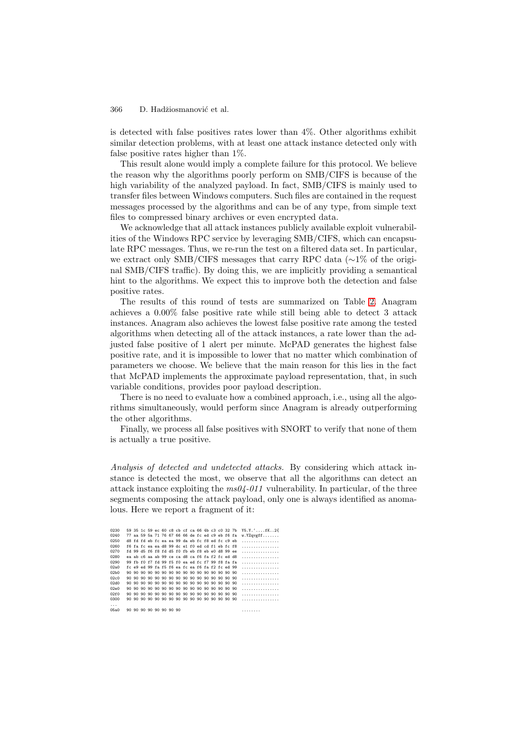is detected with false positives rates lower than 4%. Other algorithms exhibit similar detection problems, with at least one attack instance detected only with false positive rates higher than 1%.

This result alone would imply a complete failure for this protocol. We believe the reason why the algorithms poorly perform on SMB/CIFS is because of the high variability of the analyzed payload. In fact, SMB/CIFS is mainly used to transfer files between Windows computers. Such files are contained in the request messages processed by the algorithms and can be of any type, from simple text files to compressed binary archives or even encrypted data.

We acknowledge that all attack instances publicly available exploit vulnerabilities of the Windows RPC service by leveraging SMB/CIFS, which can encapsulate RPC messages. Thus, we re-run the test on a filtered data set. In particular, we extract only SMB/CIFS messages that carry RPC data (∼1% of the original SMB/CIFS traffic). By doing this, we are implicitly providing a semantical hint to the algorithms. We expect this to improve both the detection and false positive rates.

The results of this round of tests are summarized on Table 2. Anagram achieves a 0.00% false positive rate while still being able to detect 3 attack instances. Anagram also achieves the lowest false positive rate among the tested algorithms when detecting all of the attack instances, a rate lower than the adjusted false positive of 1 alert per minute. McPAD generates the highest false positive rate, and it is impossible to lower that no matter which combination of parameters we choose. We believe that the main reason for this lies in the fact that McPAD implements the approximate payload representation, that, in such variable conditions, provides poor payload description.

There is no need to evaluate how a combined approach, i.e., using all the algorithms simultaneously, would perform since Anagram is already outperforming the other algorithms.

Finally, we process all false positives with SNORT to verify that none of them is actually a true positive.

*Analysis of detected and undetected attacks.* By considering which attack instance is detected the most, we observe that all the algorithms can detect an attack instance exploiting the *ms04-011* vulnerability. In particular, of the three segments composing the attack payload, only one is always identified as anomalous. Here we report a fragment of it:

```
0230  59 35 1c 59 ec 60 c8 cb cf ca 66 4b c3 c0 32 7b  Y5.Y.'....fK..2{
0240  77 aa 59 5a 71 76 67 66 66 de fc ed c9 eb f6 fa  w.YZqvgff.......
0250  d8 fd fd eb fc ea ea 99 da eb fc f8 ed fc c9 eb  ................
0260  f6 fa fc ea ea d8 99 dc e1 f0 ed cd f1 eb fc f8  ................
0270  fd 99 d5 f6 f8 fd d5 f0 fb eb f8 eb e0 d8 99 ee  ................
0280  ea ab c6 aa ab 99 ce ca d8 ca f6 fa f2 fc ed d8  ................
0290  99 fb f0 f7 fd 99 f5 f0 ea ed fc f7 99 f8 fa fa  ................
02a0  fc e9 ed 99 fa f5 f6 ea fc ea f6 fa f2 fc ed 99  ................
02b0  90 90 90 90 90 90 90 90 90 90 90 90 90 90 90 90  ................
02c0  90 90 90 90 90 90 90 90 90 90 90 90 90 90 90 90  ................
02d0  90 90 90 90 90 90 90 90 90 90 90 90 90 90 90 90  ................
02e0  90 90 90 90 90 90 90 90 90 90 90 90 90 90 90 90  ................
02f0  90 90 90 90 90 90 90 90 90 90 90 90 90 90 90 90  ................
0300  90 90 90 90 90 90 90 90 90 90 90 90 90 90 90 90  ................
...
05a0  90 90 90 90 90 90 90 90                          ........
```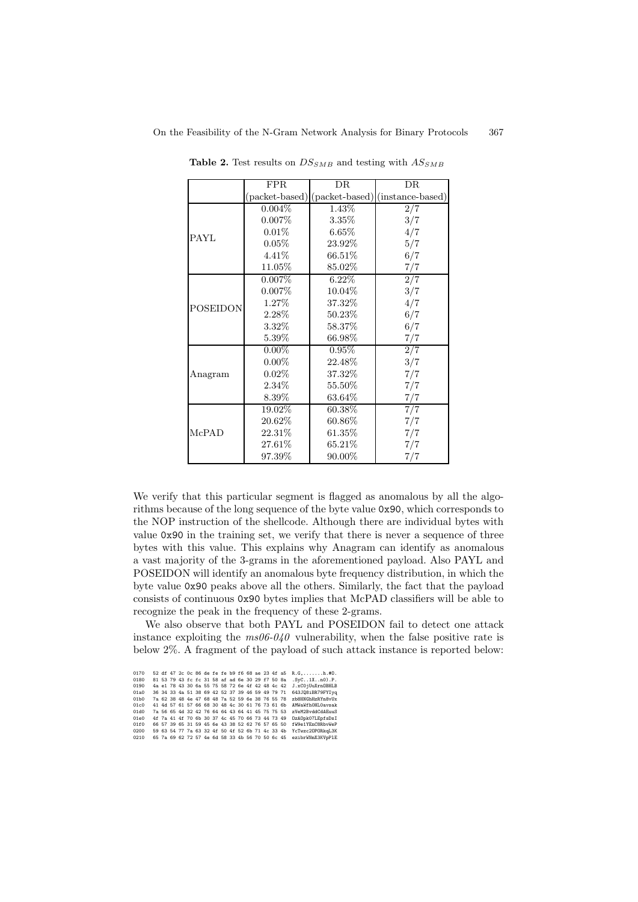**Table 2.** Test results on $DS_{SMB}$ and testing with $AS_{SMB}$

| | FPR (packet-based) | DR (packet-based) | DR (instance-based) |
|---|---|---|---|
| PAYL | 0.004% | 1.43% | 2/7 |
| | 0.007% | 3.35% | 3/7 |
| | 0.01% | 6.65% | 4/7 |
| | 0.05% | 23.92% | 5/7 |
| | 4.41% | 66.51% | 6/7 |
| | 11.05% | 85.02% | 7/7 |
| POSEIDON | 0.007% | 6.22% | 2/7 |
| | 0.007% | 10.04% | 3/7 |
| | 1.27% | 37.32% | 4/7 |
| | 2.28% | 50.23% | 6/7 |
| | 3.32% | 58.37% | 6/7 |
| | 5.39% | 66.98% | 7/7 |
| Anagram | 0.00% | 0.95% | 2/7 |
| | 0.00% | 22.48% | 3/7 |
| | 0.02% | 37.32% | 7/7 |
| | 2.34% | 55.50% | 7/7 |
| | 8.39% | 63.64% | 7/7 |
| McPAD | 19.02% | 60.38% | 7/7 |
| | 20.62% | 60.86% | 7/7 |
| | 22.31% | 61.35% | 7/7 |
| | 27.61% | 65.21% | 7/7 |
| | 97.39% | 90.00% | 7/7 |

We verify that this particular segment is flagged as anomalous by all the algorithms because of the long sequence of the byte value `0x90`, which corresponds to the NOP instruction of the shellcode. Although there are individual bytes with value `0x90` in the training set, we verify that there is never a sequence of three bytes with this value. This explains why Anagram can identify as anomalous a vast majority of the 3-grams in the aforementioned payload. Also PAYL and POSEIDON will identify an anomalous byte frequency distribution, in which the byte value `0x90` peaks above all the others. Similarly, the fact that the payload consists of continuous `0x90` bytes implies that McPAD classifiers will be able to recognize the peak in the frequency of these 2-grams.

We also observe that both PAYL and POSEIDON fail to detect one attack instance exploiting the *ms06-040* vulnerability, when the false positive rate is below 2%. A fragment of the payload of such attack instance is reported below:

```
0170   52 df 47 2c 0c 86 de fe fe b9 f6 68 ae 23 4f a5   R.G,.......h.#O.
0180   81 53 79 43 fc fc 31 58 af ad 6e 30 29 f7 50 8a   .SyC..1X..n0).P.
0190   4a e1 78 43 30 6a 55 75 58 72 6e 4f 42 48 4c 42   J.xC0jUuXrnOBHLB
01a0   36 34 33 4a 51 38 69 42 52 37 39 46 59 49 79 71   643JQ8iBR79FYIyq
01b0   7a 62 38 48 4e 47 68 48 7a 52 59 6e 38 76 55 78   zb8HNGhHzRYn8vUx
01c0   41 4d 57 61 57 66 68 30 48 4c 30 61 76 73 61 6b   AMWaWfh0HL0avsak
01d0   7a 56 65 4d 32 42 76 64 64 43 64 41 45 75 75 53   zVeM2BvddCdAEuuS
01e0   4f 7a 41 4f 70 6b 30 37 4c 45 70 66 73 44 73 49   OzAOpk07LEpfsDsI
01f0   66 57 39 65 31 59 45 6e 43 38 52 62 76 57 65 50   fW9e1YEnC8RbvWeP
0200   59 63 54 77 7a 63 32 4f 50 4f 52 6b 71 4c 33 4b   YcTwzc2OPORkqL3K
0210   65 7a 69 62 72 57 4e 6d 58 33 4b 56 70 50 6c 45   ezibrWNmX3KVpPlE
```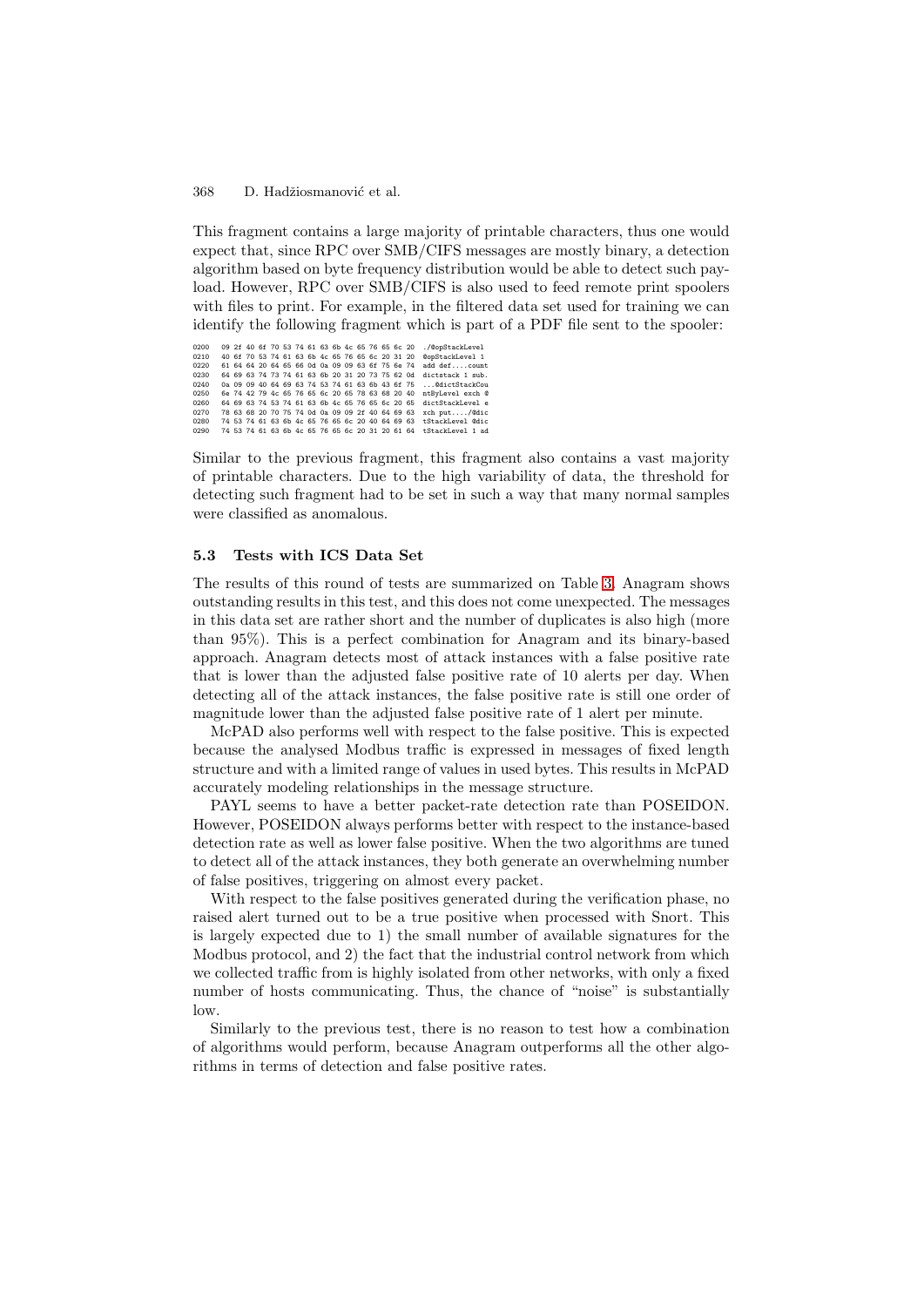This fragment contains a large majority of printable characters, thus one would expect that, since RPC over SMB/CIFS messages are mostly binary, a detection algorithm based on byte frequency distribution would be able to detect such payload. However, RPC over SMB/CIFS is also used to feed remote print spoolers with files to print. For example, in the filtered data set used for training we can identify the following fragment which is part of a PDF file sent to the spooler:

```
0200   09 2f 40 6f 70 53 74 61 63 6b 4c 65 76 65 6c 20   ./@opStackLevel
0210   40 6f 70 53 74 61 63 6b 4c 65 76 65 6c 20 31 20   @opStackLevel 1
0220   61 64 64 20 64 65 66 0d 0a 09 09 63 6f 75 6e 74   add def....count
0230   64 69 63 74 73 74 61 63 6b 20 31 20 73 75 62 0d   dictstack 1 sub.
0240   0a 09 09 40 64 69 63 74 53 74 61 63 6b 43 6f 75   ...@dictStackCou
0250   6e 74 42 79 4c 65 76 65 6c 20 65 78 63 68 20 40   ntByLevel exch @
0260   64 69 63 74 53 74 61 63 6b 4c 65 76 65 6c 20 65   dictStackLevel e
0270   78 63 68 20 70 75 74 0d 0a 09 09 2f 40 64 69 63   xch put..../@dic
0280   74 53 74 61 63 6b 4c 65 76 65 6c 20 40 64 69 63   tStackLevel @dic
0290   74 53 74 61 63 6b 4c 65 76 65 6c 20 31 20 61 64   tStackLevel 1 ad
```

Similar to the previous fragment, this fragment also contains a vast majority of printable characters. Due to the high variability of data, the threshold for detecting such fragment had to be set in such a way that many normal samples were classified as anomalous.

### 5.3 Tests with ICS Data Set

The results of this round of tests are summarized on Table 3. Anagram shows outstanding results in this test, and this does not come unexpected. The messages in this data set are rather short and the number of duplicates is also high (more than 95%). This is a perfect combination for Anagram and its binary-based approach. Anagram detects most of attack instances with a false positive rate that is lower than the adjusted false positive rate of 10 alerts per day. When detecting all of the attack instances, the false positive rate is still one order of magnitude lower than the adjusted false positive rate of 1 alert per minute.

McPAD also performs well with respect to the false positive. This is expected because the analysed Modbus traffic is expressed in messages of fixed length structure and with a limited range of values in used bytes. This results in McPAD accurately modeling relationships in the message structure.

PAYL seems to have a better packet-rate detection rate than POSEIDON. However, POSEIDON always performs better with respect to the instance-based detection rate as well as lower false positive. When the two algorithms are tuned to detect all of the attack instances, they both generate an overwhelming number of false positives, triggering on almost every packet.

With respect to the false positives generated during the verification phase, no raised alert turned out to be a true positive when processed with Snort. This is largely expected due to 1) the small number of available signatures for the Modbus protocol, and 2) the fact that the industrial control network from which we collected traffic from is highly isolated from other networks, with only a fixed number of hosts communicating. Thus, the chance of "noise" is substantially low.

Similarly to the previous test, there is no reason to test how a combination of algorithms would perform, because Anagram outperforms all the other algorithms in terms of detection and false positive rates.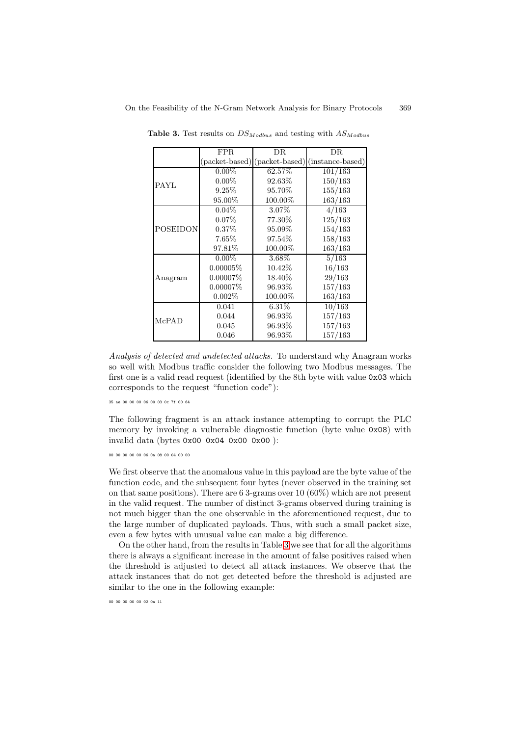**Table 3.** Test results on $DS_{Modbus}$ and testing with $AS_{Modbus}$

| | FPR (packet-based) | DR (packet-based) | DR (instance-based) |
|---|---|---|---|
| PAYL | 0.00% | 62.57% | 101/163 |
| | 0.00% | 92.63% | 150/163 |
| | 9.25% | 95.70% | 155/163 |
| | 95.00% | 100.00% | 163/163 |
| POSEIDON | 0.04% | 3.07% | 4/163 |
| | 0.07% | 77.30% | 125/163 |
| | 0.37% | 95.09% | 154/163 |
| | 7.65% | 97.54% | 158/163 |
| | 97.81% | 100.00% | 163/163 |
| Anagram | 0.00% | 3.68% | 5/163 |
| | 0.00005% | 10.42% | 16/163 |
| | 0.00007% | 18.40% | 29/163 |
| | 0.00007% | 96.93% | 157/163 |
| | 0.002% | 100.00% | 163/163 |
| McPAD | 0.041 | 6.31% | 10/163 |
| | 0.044 | 96.93% | 157/163 |
| | 0.045 | 96.93% | 157/163 |
| | 0.046 | 96.93% | 157/163 |

*Analysis of detected and undetected attacks.* To understand why Anagram works so well with Modbus traffic consider the following two Modbus messages. The first one is a valid read request (identified by the 8th byte with value `0x03` which corresponds to the request "function code"):

```
35 ae 00 00 00 06 00 03 0c 7f 00 64
```

The following fragment is an attack instance attempting to corrupt the PLC memory by invoking a vulnerable diagnostic function (byte value `0x08`) with invalid data (bytes `0x00 0x04 0x00 0x00` ):

```
00 00 00 00 00 06 0a 08 00 04 00 00
```

We first observe that the anomalous value in this payload are the byte value of the function code, and the subsequent four bytes (never observed in the training set on that same positions). There are 6 3-grams over 10 (60%) which are not present in the valid request. The number of distinct 3-grams observed during training is not much bigger than the one observable in the aforementioned request, due to the large number of duplicated payloads. Thus, with such a small packet size, even a few bytes with unusual value can make a big difference.

On the other hand, from the results in Table 3 we see that for all the algorithms there is always a significant increase in the amount of false positives raised when the threshold is adjusted to detect all attack instances. We observe that the attack instances that do not get detected before the threshold is adjusted are similar to the one in the following example:

```
00 00 00 00 00 02 0a 11
```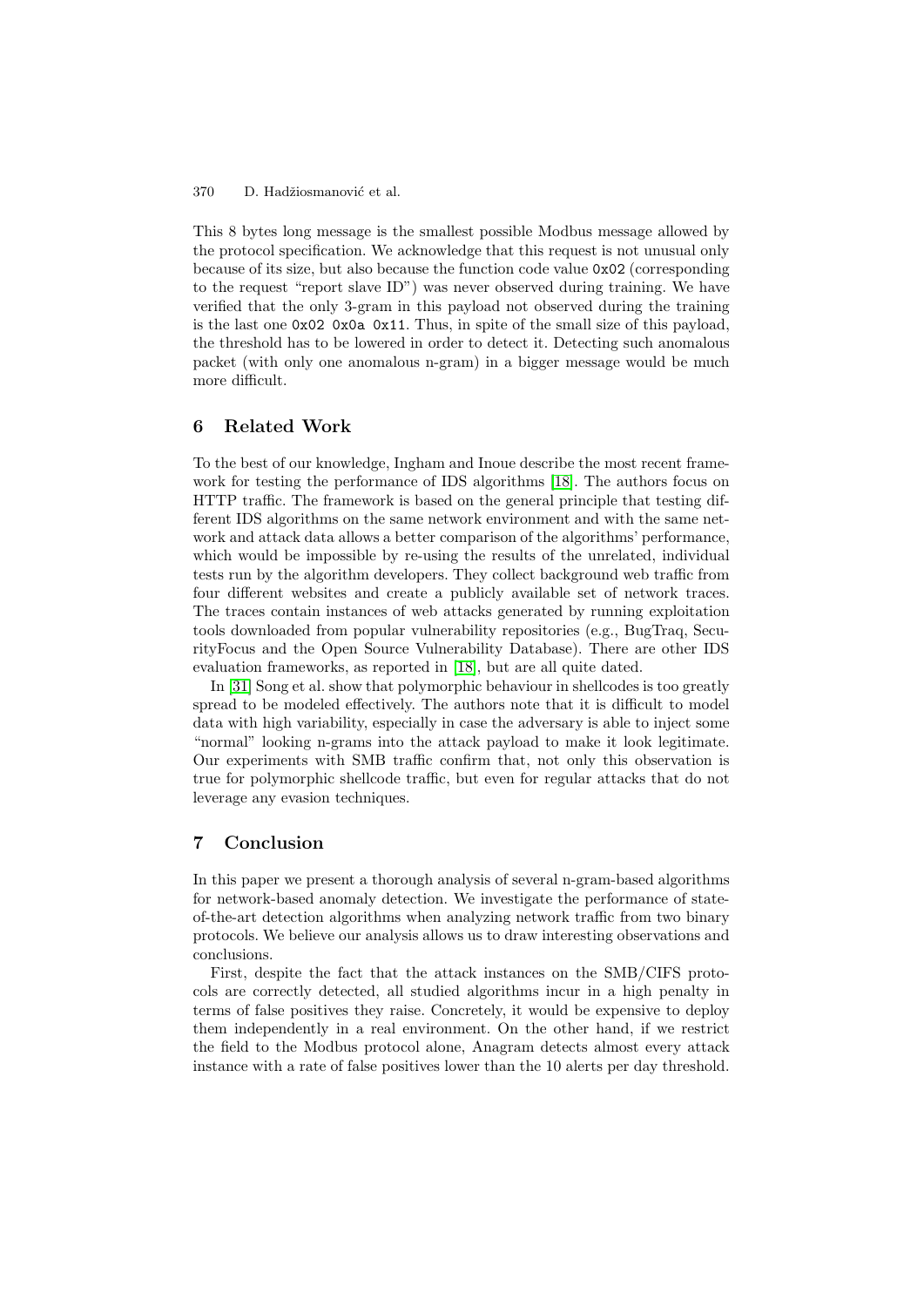This 8 bytes long message is the smallest possible Modbus message allowed by the protocol specification. We acknowledge that this request is not unusual only because of its size, but also because the function code value `0x02` (corresponding to the request "report slave ID") was never observed during training. We have verified that the only 3-gram in this payload not observed during the training is the last one `0x02 0x0a 0x11`. Thus, in spite of the small size of this payload, the threshold has to be lowered in order to detect it. Detecting such anomalous packet (with only one anomalous n-gram) in a bigger message would be much more difficult.

## 6 Related Work

To the best of our knowledge, Ingham and Inoue describe the most recent framework for testing the performance of IDS algorithms [18]. The authors focus on HTTP traffic. The framework is based on the general principle that testing different IDS algorithms on the same network environment and with the same network and attack data allows a better comparison of the algorithms' performance, which would be impossible by re-using the results of the unrelated, individual tests run by the algorithm developers. They collect background web traffic from four different websites and create a publicly available set of network traces. The traces contain instances of web attacks generated by running exploitation tools downloaded from popular vulnerability repositories (e.g., BugTraq, SecurityFocus and the Open Source Vulnerability Database). There are other IDS evaluation frameworks, as reported in [18], but are all quite dated.

In [31] Song et al. show that polymorphic behaviour in shellcodes is too greatly spread to be modeled effectively. The authors note that it is difficult to model data with high variability, especially in case the adversary is able to inject some "normal" looking n-grams into the attack payload to make it look legitimate. Our experiments with SMB traffic confirm that, not only this observation is true for polymorphic shellcode traffic, but even for regular attacks that do not leverage any evasion techniques.

## 7 Conclusion

In this paper we present a thorough analysis of several n-gram-based algorithms for network-based anomaly detection. We investigate the performance of state-of-the-art detection algorithms when analyzing network traffic from two binary protocols. We believe our analysis allows us to draw interesting observations and conclusions.

First, despite the fact that the attack instances on the SMB/CIFS protocols are correctly detected, all studied algorithms incur in a high penalty in terms of false positives they raise. Concretely, it would be expensive to deploy them independently in a real environment. On the other hand, if we restrict the field to the Modbus protocol alone, Anagram detects almost every attack instance with a rate of false positives lower than the 10 alerts per day threshold.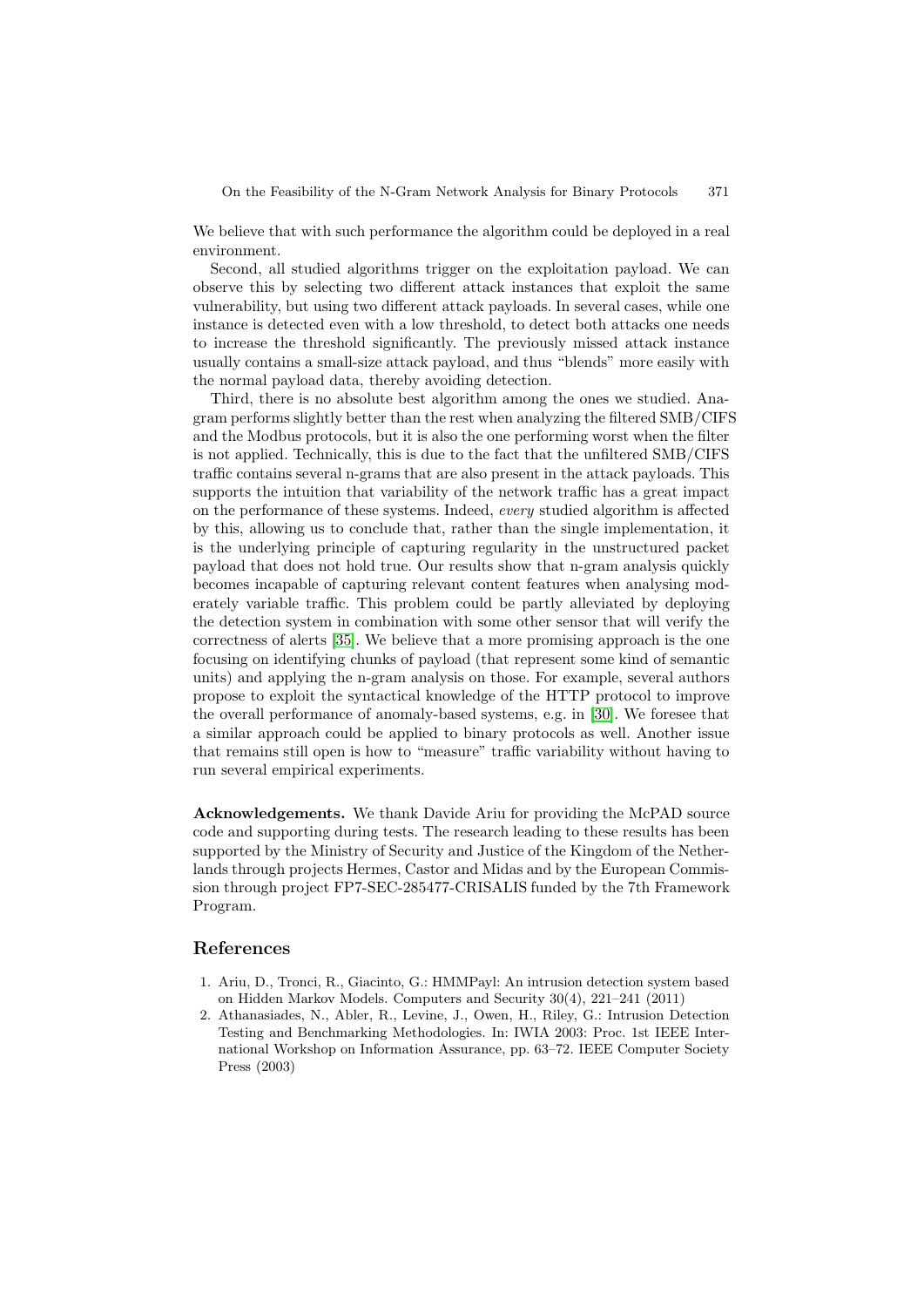We believe that with such performance the algorithm could be deployed in a real environment.

Second, all studied algorithms trigger on the exploitation payload. We can observe this by selecting two different attack instances that exploit the same vulnerability, but using two different attack payloads. In several cases, while one instance is detected even with a low threshold, to detect both attacks one needs to increase the threshold significantly. The previously missed attack instance usually contains a small-size attack payload, and thus "blends" more easily with the normal payload data, thereby avoiding detection.

Third, there is no absolute best algorithm among the ones we studied. Anagram performs slightly better than the rest when analyzing the filtered SMB/CIFS and the Modbus protocols, but it is also the one performing worst when the filter is not applied. Technically, this is due to the fact that the unfiltered SMB/CIFS traffic contains several n-grams that are also present in the attack payloads. This supports the intuition that variability of the network traffic has a great impact on the performance of these systems. Indeed, *every* studied algorithm is affected by this, allowing us to conclude that, rather than the single implementation, it is the underlying principle of capturing regularity in the unstructured packet payload that does not hold true. Our results show that n-gram analysis quickly becomes incapable of capturing relevant content features when analysing moderately variable traffic. This problem could be partly alleviated by deploying the detection system in combination with some other sensor that will verify the correctness of alerts [35]. We believe that a more promising approach is the one focusing on identifying chunks of payload (that represent some kind of semantic units) and applying the n-gram analysis on those. For example, several authors propose to exploit the syntactical knowledge of the HTTP protocol to improve the overall performance of anomaly-based systems, e.g. in [30]. We foresee that a similar approach could be applied to binary protocols as well. Another issue that remains still open is how to "measure" traffic variability without having to run several empirical experiments.

**Acknowledgements.** We thank Davide Ariu for providing the McPAD source code and supporting during tests. The research leading to these results has been supported by the Ministry of Security and Justice of the Kingdom of the Netherlands through projects Hermes, Castor and Midas and by the European Commission through project FP7-SEC-285477-CRISALIS funded by the 7th Framework Program.

## References

1. Ariu, D., Tronci, R., Giacinto, G.: HMMPayl: An intrusion detection system based on Hidden Markov Models. Computers and Security 30(4), 221–241 (2011)
2. Athanasiades, N., Abler, R., Levine, J., Owen, H., Riley, G.: Intrusion Detection Testing and Benchmarking Methodologies. In: IWIA 2003: Proc. 1st IEEE International Workshop on Information Assurance, pp. 63–72. IEEE Computer Society Press (2003)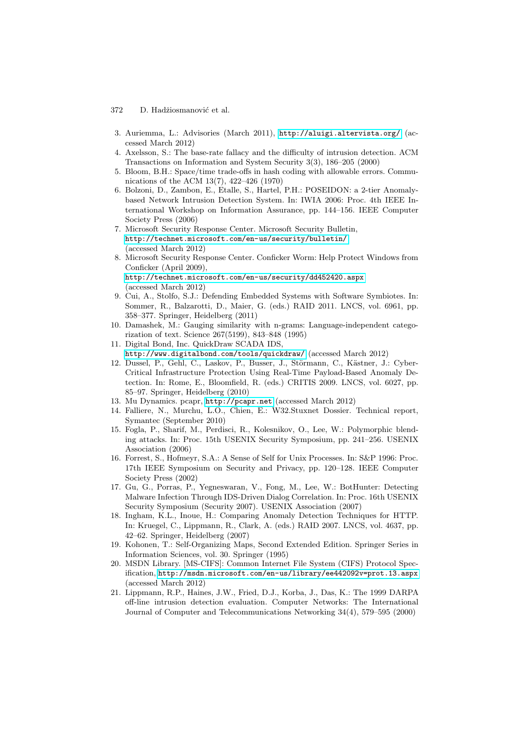3. Auriemma, L.: Advisories (March 2011), http://aluigi.altervista.org/ (accessed March 2012)
4. Axelsson, S.: The base-rate fallacy and the difficulty of intrusion detection. ACM Transactions on Information and System Security 3(3), 186–205 (2000)
5. Bloom, B.H.: Space/time trade-offs in hash coding with allowable errors. Communications of the ACM 13(7), 422–426 (1970)
6. Bolzoni, D., Zambon, E., Etalle, S., Hartel, P.H.: POSEIDON: a 2-tier Anomaly-based Network Intrusion Detection System. In: IWIA 2006: Proc. 4th IEEE International Workshop on Information Assurance, pp. 144–156. IEEE Computer Society Press (2006)
7. Microsoft Security Response Center. Microsoft Security Bulletin, http://technet.microsoft.com/en-us/security/bulletin/ (accessed March 2012)
8. Microsoft Security Response Center. Conficker Worm: Help Protect Windows from Conficker (April 2009), http://technet.microsoft.com/en-us/security/dd452420.aspx (accessed March 2012)
9. Cui, A., Stolfo, S.J.: Defending Embedded Systems with Software Symbiotes. In: Sommer, R., Balzarotti, D., Maier, G. (eds.) RAID 2011. LNCS, vol. 6961, pp. 358–377. Springer, Heidelberg (2011)
10. Damashek, M.: Gauging similarity with n-grams: Language-independent categorization of text. Science 267(5199), 843–848 (1995)
11. Digital Bond, Inc. QuickDraw SCADA IDS, http://www.digitalbond.com/tools/quickdraw/ (accessed March 2012)
12. Dussel, P., Gehl, C., Laskov, P., Busser, J., Störmann, C., Kästner, J.: Cyber-Critical Infrastructure Protection Using Real-Time Payload-Based Anomaly Detection. In: Rome, E., Bloomfield, R. (eds.) CRITIS 2009. LNCS, vol. 6027, pp. 85–97. Springer, Heidelberg (2010)
13. Mu Dynamics. pcapr, http://pcapr.net (accessed March 2012)
14. Falliere, N., Murchu, L.O., Chien, E.: W32.Stuxnet Dossier. Technical report, Symantec (September 2010)
15. Fogla, P., Sharif, M., Perdisci, R., Kolesnikov, O., Lee, W.: Polymorphic blending attacks. In: Proc. 15th USENIX Security Symposium, pp. 241–256. USENIX Association (2006)
16. Forrest, S., Hofmeyr, S.A.: A Sense of Self for Unix Processes. In: S&P 1996: Proc. 17th IEEE Symposium on Security and Privacy, pp. 120–128. IEEE Computer Society Press (2002)
17. Gu, G., Porras, P., Yegneswaran, V., Fong, M., Lee, W.: BotHunter: Detecting Malware Infection Through IDS-Driven Dialog Correlation. In: Proc. 16th USENIX Security Symposium (Security 2007). USENIX Association (2007)
18. Ingham, K.L., Inoue, H.: Comparing Anomaly Detection Techniques for HTTP. In: Kruegel, C., Lippmann, R., Clark, A. (eds.) RAID 2007. LNCS, vol. 4637, pp. 42–62. Springer, Heidelberg (2007)
19. Kohonen, T.: Self-Organizing Maps, Second Extended Edition. Springer Series in Information Sciences, vol. 30. Springer (1995)
20. MSDN Library. [MS-CIFS]: Common Internet File System (CIFS) Protocol Specification, http://msdn.microsoft.com/en-us/library/ee442092v=prot.13.aspx (accessed March 2012)
21. Lippmann, R.P., Haines, J.W., Fried, D.J., Korba, J., Das, K.: The 1999 DARPA off-line intrusion detection evaluation. Computer Networks: The International Journal of Computer and Telecommunications Networking 34(4), 579–595 (2000)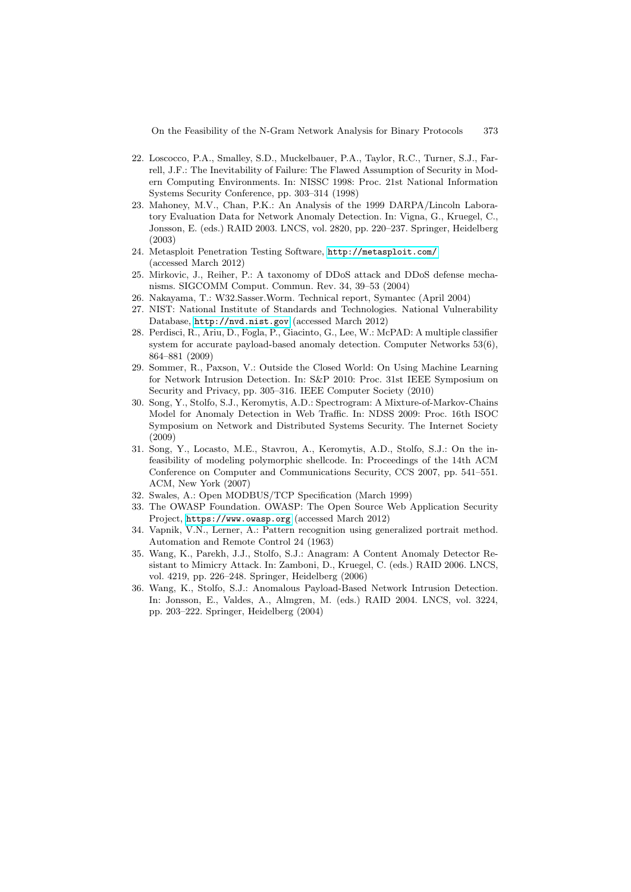22. Loscocco, P.A., Smalley, S.D., Muckelbauer, P.A., Taylor, R.C., Turner, S.J., Farrell, J.F.: The Inevitability of Failure: The Flawed Assumption of Security in Modern Computing Environments. In: NISSC 1998: Proc. 21st National Information Systems Security Conference, pp. 303–314 (1998)
23. Mahoney, M.V., Chan, P.K.: An Analysis of the 1999 DARPA/Lincoln Laboratory Evaluation Data for Network Anomaly Detection. In: Vigna, G., Kruegel, C., Jonsson, E. (eds.) RAID 2003. LNCS, vol. 2820, pp. 220–237. Springer, Heidelberg (2003)
24. Metasploit Penetration Testing Software, http://metasploit.com/ (accessed March 2012)
25. Mirkovic, J., Reiher, P.: A taxonomy of DDoS attack and DDoS defense mechanisms. SIGCOMM Comput. Commun. Rev. 34, 39–53 (2004)
26. Nakayama, T.: W32.Sasser.Worm. Technical report, Symantec (April 2004)
27. NIST: National Institute of Standards and Technologies. National Vulnerability Database, http://nvd.nist.gov (accessed March 2012)
28. Perdisci, R., Ariu, D., Fogla, P., Giacinto, G., Lee, W.: McPAD: A multiple classifier system for accurate payload-based anomaly detection. Computer Networks 53(6), 864–881 (2009)
29. Sommer, R., Paxson, V.: Outside the Closed World: On Using Machine Learning for Network Intrusion Detection. In: S&P 2010: Proc. 31st IEEE Symposium on Security and Privacy, pp. 305–316. IEEE Computer Society (2010)
30. Song, Y., Stolfo, S.J., Keromytis, A.D.: Spectrogram: A Mixture-of-Markov-Chains Model for Anomaly Detection in Web Traffic. In: NDSS 2009: Proc. 16th ISOC Symposium on Network and Distributed Systems Security. The Internet Society (2009)
31. Song, Y., Locasto, M.E., Stavrou, A., Keromytis, A.D., Stolfo, S.J.: On the infeasibility of modeling polymorphic shellcode. In: Proceedings of the 14th ACM Conference on Computer and Communications Security, CCS 2007, pp. 541–551. ACM, New York (2007)
32. Swales, A.: Open MODBUS/TCP Specification (March 1999)
33. The OWASP Foundation. OWASP: The Open Source Web Application Security Project, https://www.owasp.org (accessed March 2012)
34. Vapnik, V.N., Lerner, A.: Pattern recognition using generalized portrait method. Automation and Remote Control 24 (1963)
35. Wang, K., Parekh, J.J., Stolfo, S.J.: Anagram: A Content Anomaly Detector Resistant to Mimicry Attack. In: Zamboni, D., Kruegel, C. (eds.) RAID 2006. LNCS, vol. 4219, pp. 226–248. Springer, Heidelberg (2006)
36. Wang, K., Stolfo, S.J.: Anomalous Payload-Based Network Intrusion Detection. In: Jonsson, E., Valdes, A., Almgren, M. (eds.) RAID 2004. LNCS, vol. 3224, pp. 203–222. Springer, Heidelberg (2004)